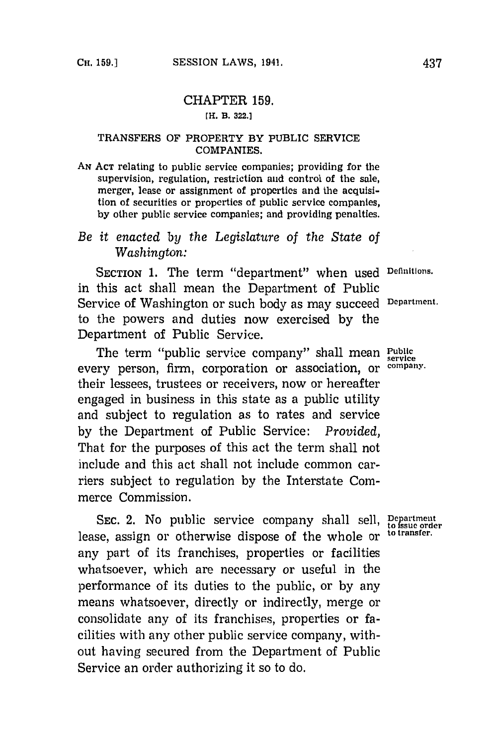# CHAPTER 159.

[H. B. 322.]

## TRANSFERS OF PROPERTY BY PUBLIC SERVICE COMPANIES.

AN ACT relating to public service companies; providing for the supervision, regulation, restriction and control of the sale, merger, lease or assignment of properties and the acquisition of securities or properties of public service companies, by other public service companies; and providing penalties.

*Be it enacted by the Legislature of the State of Washington:*

**Definitions.**

**Department.**

SECTION 1. The term "department" when used in this act shall mean the Department of Public Service of Washington or such body as may succeed to the powers and duties now exercised by the Department of Public Service.

**Public service company.**

The term "public service company" shall mean every person, firm, corporation or association, or their lessees, trustees or receivers, now or hereafter engaged in business in this state as a public utility and subject to regulation as to rates and service by the Department of Public Service: *Provided,* That for the purposes of this act the term shall not include and this act shall not include common carriers subject to regulation by the Interstate Commerce Commission.

**Department to issue order to transfer.**

SEC. 2. No public service company shall sell, lease, assign or otherwise dispose of the whole or any part of its franchises, properties or facilities whatsoever, which are necessary or useful in the performance of its duties to the public, or by any means whatsoever, directly or indirectly, merge or consolidate any of its franchises, properties or facilities with any other public service company, without having secured from the Department of Public Service an order authorizing it so to do.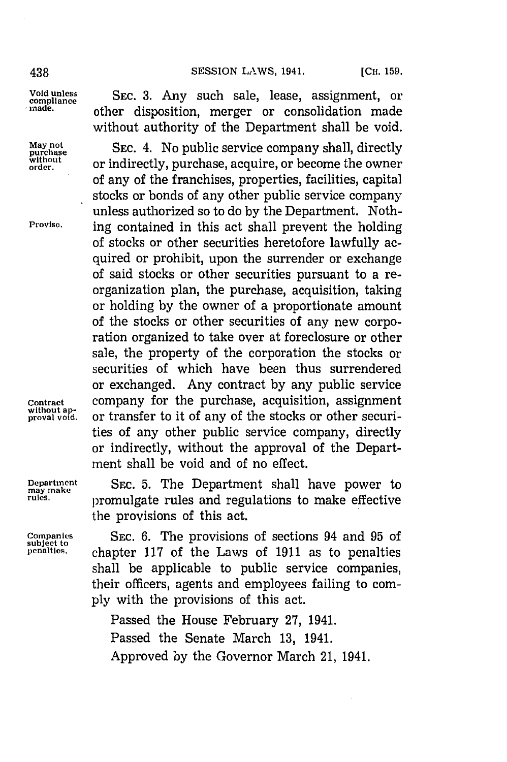Void unless compliance made.

SEC. 3. Any such sale, lease, assignment, or other disposition, merger or consolidation made without authority of the Department shall be void.

May not purchase without order.

SEC. 4. No public service company shall, directly or indirectly, purchase, acquire, or become the owner of any of the franchises, properties, facilities, capital stocks or bonds of any other public service company unless authorized so to do by the Department. Nothing contained in this act shall prevent the holding of stocks or other securities heretofore lawfully acquired or prohibit, upon the surrender or exchange of said stocks or other securities pursuant to a reorganization plan, the purchase, acquisition, taking or holding by the owner of a proportionate amount of the stocks or other securities of any new corporation organized to take over at foreclosure or other sale, the property of the corporation the stocks or securities of which have been thus surrendered or exchanged. Any contract by any public service company for the purchase, acquisition, assignment or transfer to it of any of the stocks or other securities of any other public service company, directly or indirectly, without the approval of the Department shall be void and of no effect.

Proviso.

Contract without approval void.

Department may make rules.

SEC. 5. The Department shall have power to promulgate rules and regulations to make effective the provisions of this act.

Companies subject to penalties.

SEC. 6. The provisions of sections 94 and 95 of chapter 117 of the Laws of 1911 as to penalties shall be applicable to public service companies, their officers, agents and employees failing to comply with the provisions of this act.

Passed the House February 27, 1941.

Passed the Senate March 13, 1941.

Approved by the Governor March 21, 1941.